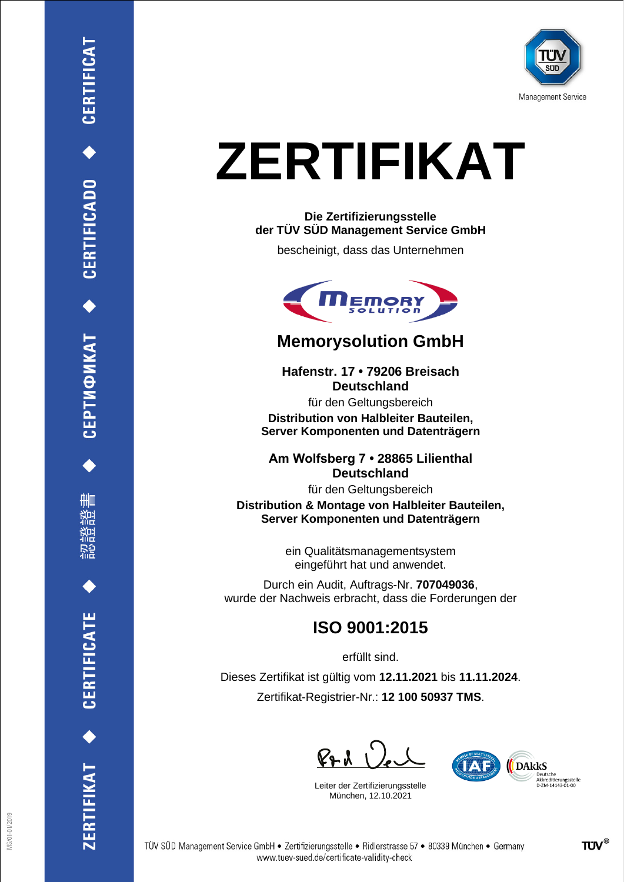ZERTIFIKAT ◆ CERTIFICATE ◆ 認證證書 ◆ СЕРТИФИКАТ ◆ CERTIFICADO ◆ CERTIFICAT

TÜV SÜD Management Service

# ZERTIFIKAT

**Die Zertifizierungsstelle**
**der TÜV SÜD Management Service GmbH**

bescheinigt, dass das Unternehmen

## Memorysolution GmbH

**Hafenstr. 17 • 79206 Breisach**
**Deutschland**

für den Geltungsbereich

**Distribution von Halbleiter Bauteilen,**
**Server Komponenten und Datenträgern**

**Am Wolfsberg 7 • 28865 Lilienthal**
**Deutschland**

für den Geltungsbereich

**Distribution & Montage von Halbleiter Bauteilen,**
**Server Komponenten und Datenträgern**

ein Qualitätsmanagementsystem
eingeführt hat und anwendet.

Durch ein Audit, Auftrags-Nr. **707049036**,
wurde der Nachweis erbracht, dass die Forderungen der

## ISO 9001:2015

erfüllt sind.

Dieses Zertifikat ist gültig vom **12.11.2021** bis **11.11.2024**.

Zertifikat-Registrier-Nr.: **12 100 50937 TMS**.

Leiter der Zertifizierungsstelle
München, 12.10.2021

DAkkS Deutsche Akkreditierungsstelle D-ZM-14143-01-00

TÜV SÜD Management Service GmbH • Zertifizierungsstelle • Ridlerstrasse 57 • 80339 München • Germany
www.tuev-sued.de/certificate-validity-check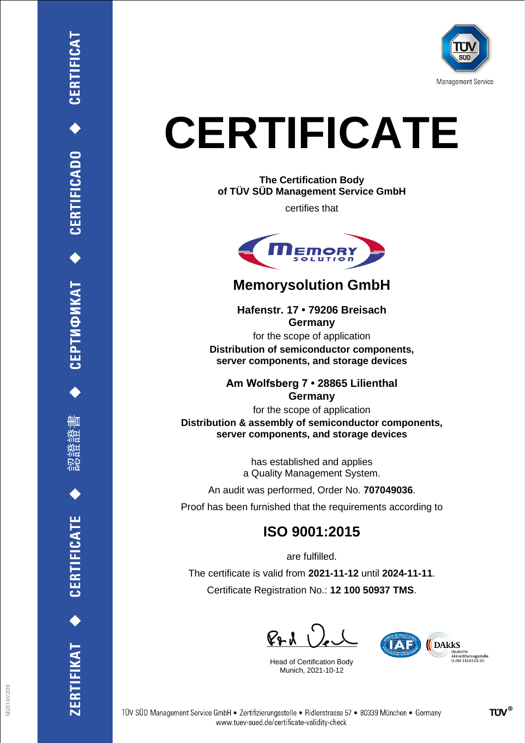ZERTIFIKAT ◆ CERTIFICATE ◆ 認證證書 ◆ СЕРТИФИКАТ ◆ CERTIFICADO ◆ CERTIFICAT

Management Service

# CERTIFICATE

**The Certification Body**
**of TÜV SÜD Management Service GmbH**

certifies that

## Memorysolution GmbH

**Hafenstr. 17 • 79206 Breisach**
**Germany**

for the scope of application

**Distribution of semiconductor components, server components, and storage devices**

**Am Wolfsberg 7 • 28865 Lilienthal**
**Germany**

for the scope of application

**Distribution & assembly of semiconductor components, server components, and storage devices**

has established and applies
a Quality Management System.

An audit was performed, Order No. **707049036**.

Proof has been furnished that the requirements according to

## ISO 9001:2015

are fulfilled.

The certificate is valid from **2021-11-12** until **2024-11-11**.

Certificate Registration No.: **12 100 50937 TMS**.

Head of Certification Body
Munich, 2021-10-12

DAkkS Deutsche Akkreditierungsstelle D-ZM-14143-01-00

TÜV SÜD Management Service GmbH • Zertifizierungsstelle • Ridlerstrasse 57 • 80339 München • Germany
www.tuev-sued.de/certificate-validity-check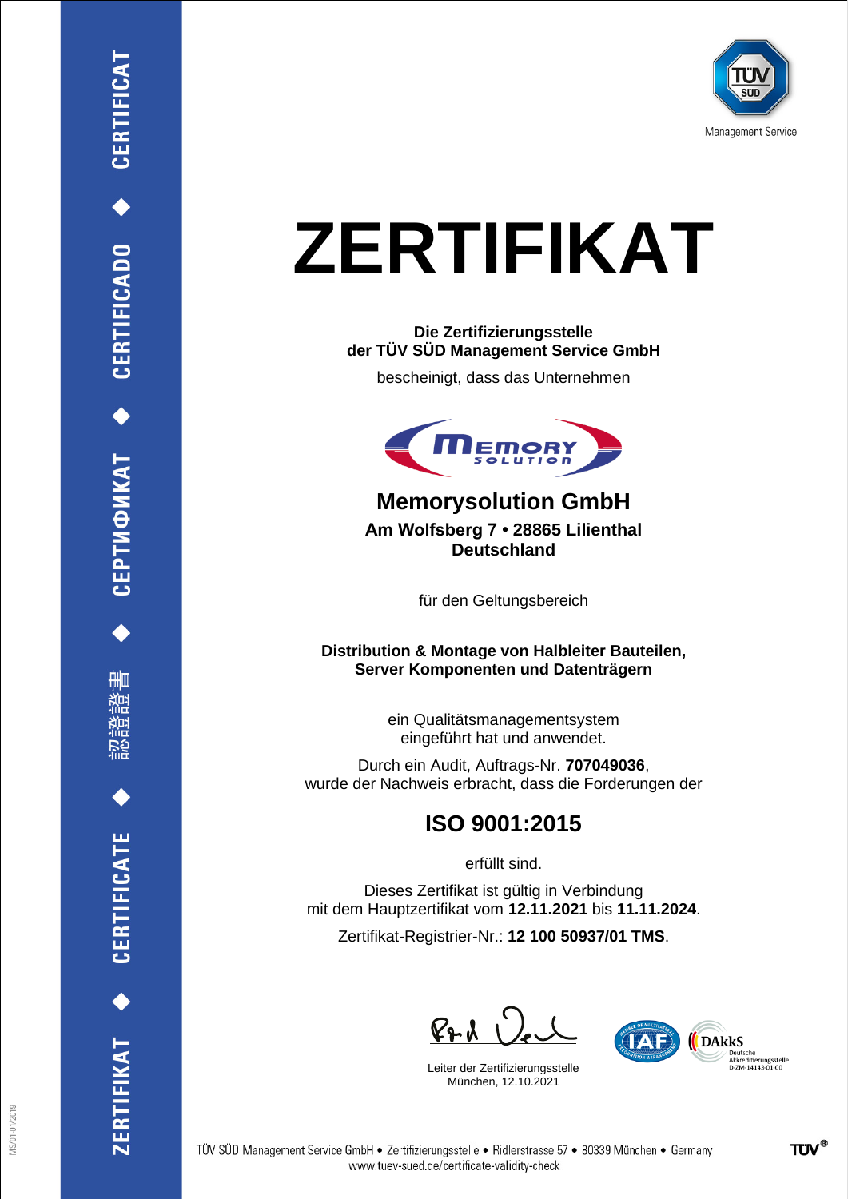ZERTIFIKAT ◆ CERTIFICATE ◆ 認證證書 ◆ СЕРТИФИКАТ ◆ CERTIFICADO ◆ CERTIFICAT

Management Service

# ZERTIFIKAT

**Die Zertifizierungsstelle**
**der TÜV SÜD Management Service GmbH**

bescheinigt, dass das Unternehmen

## Memorysolution GmbH

**Am Wolfsberg 7 • 28865 Lilienthal**
**Deutschland**

für den Geltungsbereich

**Distribution & Montage von Halbleiter Bauteilen,**
**Server Komponenten und Datenträgern**

ein Qualitätsmanagementsystem
eingeführt hat und anwendet.

Durch ein Audit, Auftrags-Nr. **707049036**,
wurde der Nachweis erbracht, dass die Forderungen der

## ISO 9001:2015

erfüllt sind.

Dieses Zertifikat ist gültig in Verbindung
mit dem Hauptzertifikat vom **12.11.2021** bis **11.11.2024**.

Zertifikat-Registrier-Nr.: **12 100 50937/01 TMS**.

Leiter der Zertifizierungsstelle
München, 12.10.2021

DAkkS Deutsche Akkreditierungsstelle D-ZM-14143-01-00

TÜV SÜD Management Service GmbH • Zertifizierungsstelle • Ridlerstrasse 57 • 80339 München • Germany
www.tuev-sued.de/certificate-validity-check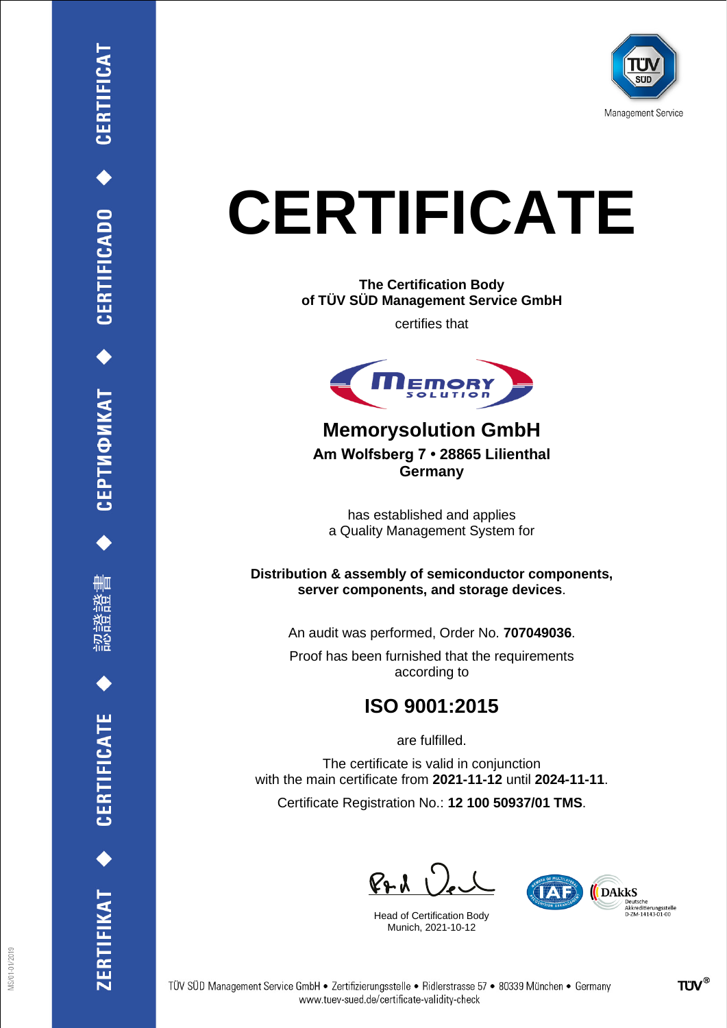ZERTIFIKAT ◆ CERTIFICATE ◆ 認證證書 ◆ СЕРТИФИКАТ ◆ CERTIFICADO ◆ CERTIFICAT

TÜV SÜD
Management Service

# CERTIFICATE

**The Certification Body**
**of TÜV SÜD Management Service GmbH**

certifies that

MEMORY SOLUTION

## Memorysolution GmbH

**Am Wolfsberg 7 • 28865 Lilienthal**
**Germany**

has established and applies
a Quality Management System for

**Distribution & assembly of semiconductor components,**
**server components, and storage devices**.

An audit was performed, Order No. **707049036**.

Proof has been furnished that the requirements
according to

## ISO 9001:2015

are fulfilled.

The certificate is valid in conjunction
with the main certificate from **2021-11-12** until **2024-11-11**.

Certificate Registration No.: **12 100 50937/01 TMS**.

Head of Certification Body
Munich, 2021-10-12

IAF

DAkkS
Deutsche
Akkreditierungsstelle
D-ZM-14143-01-00

TÜV SÜD Management Service GmbH • Zertifizierungsstelle • Ridlerstrasse 57 • 80339 München • Germany
www.tuev-sued.de/certificate-validity-check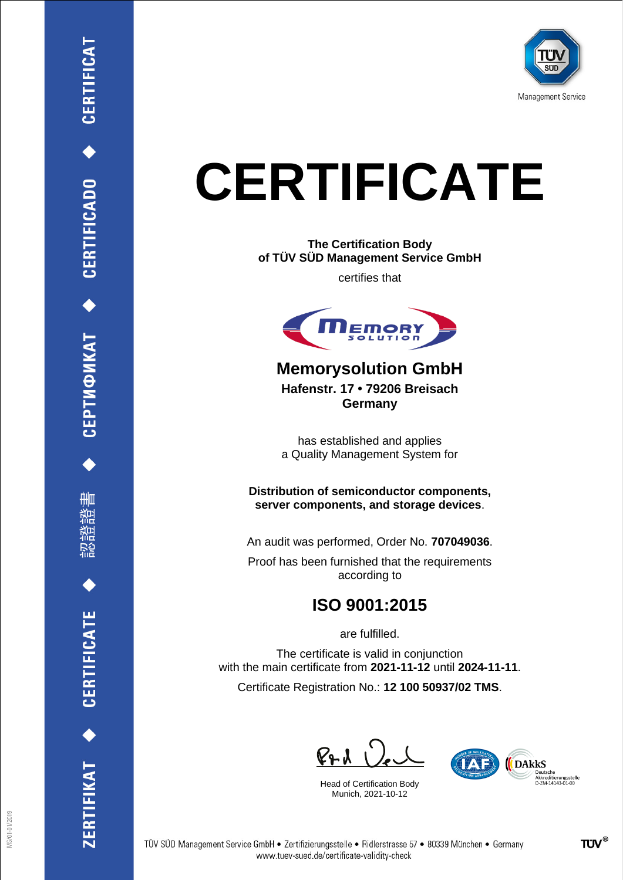ZERTIFIKAT ◆ CERTIFICATE ◆ 認證證書 ◆ СЕРТИФИКАТ ◆ CERTIFICADO ◆ CERTIFICAT

Management Service

# CERTIFICATE

**The Certification Body**
**of TÜV SÜD Management Service GmbH**

certifies that

## Memorysolution GmbH

**Hafenstr. 17 • 79206 Breisach**
**Germany**

has established and applies
a Quality Management System for

**Distribution of semiconductor components, server components, and storage devices**.

An audit was performed, Order No. **707049036**.

Proof has been furnished that the requirements according to

## ISO 9001:2015

are fulfilled.

The certificate is valid in conjunction with the main certificate from **2021-11-12** until **2024-11-11**.

Certificate Registration No.: **12 100 50937/02 TMS**.

Head of Certification Body
Munich, 2021-10-12

DAkkS Deutsche Akkreditierungsstelle D-ZM-14143-01-00

TÜV SÜD Management Service GmbH • Zertifizierungsstelle • Ridlerstrasse 57 • 80339 München • Germany
www.tuev-sued.de/certificate-validity-check